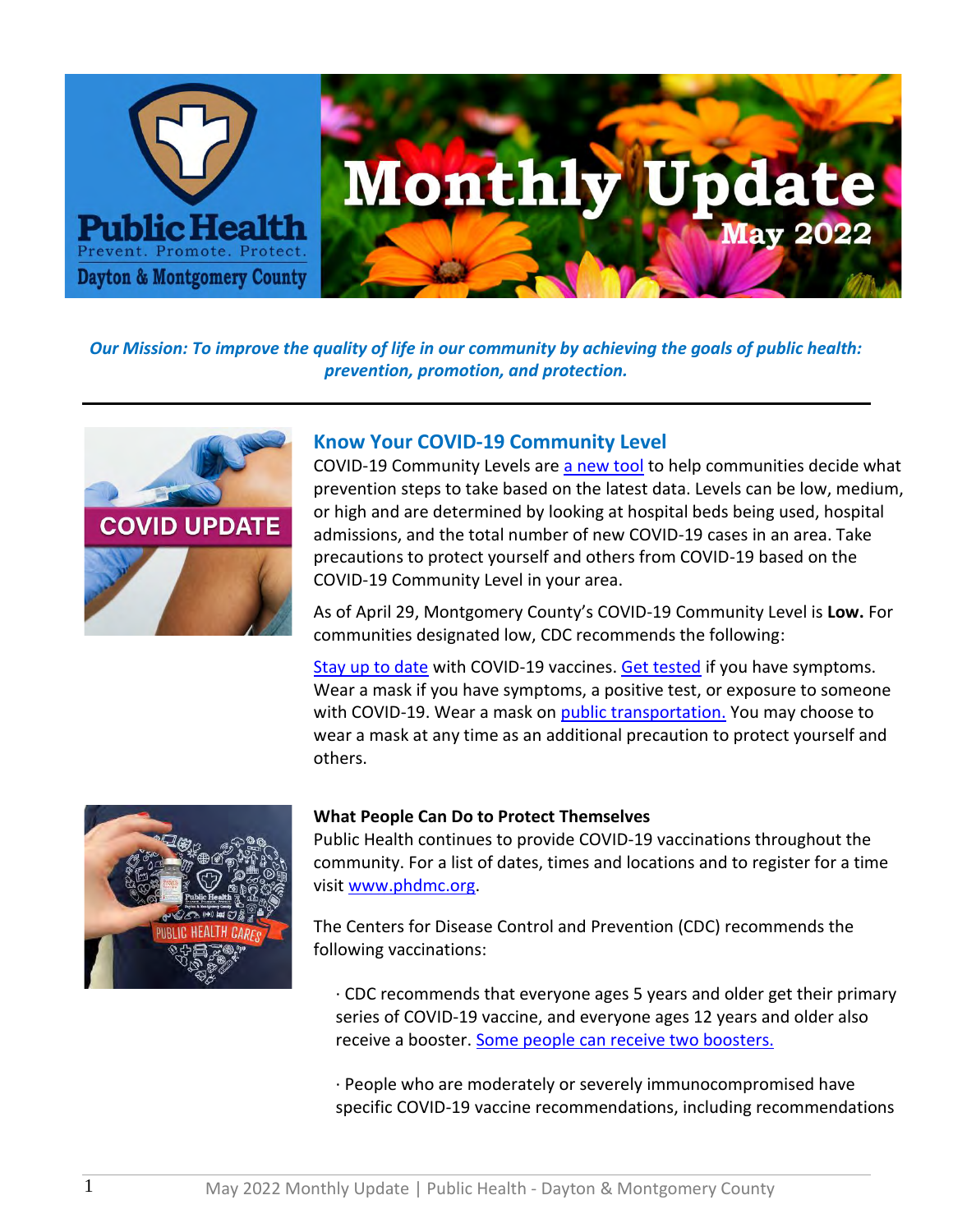# Monthly Update

**May 2022**

*Our Mission: To improve the quality of life in our community by achieving the goals of public health: prevention, promotion, and protection.*

---

## Know Your COVID-19 Community Level

COVID-19 Community Levels are a new tool to help communities decide what prevention steps to take based on the latest data. Levels can be low, medium, or high and are determined by looking at hospital beds being used, hospital admissions, and the total number of new COVID-19 cases in an area. Take precautions to protect yourself and others from COVID-19 based on the COVID-19 Community Level in your area.

As of April 29, Montgomery County's COVID-19 Community Level is **Low.** For communities designated low, CDC recommends the following:

Stay up to date with COVID-19 vaccines. Get tested if you have symptoms. Wear a mask if you have symptoms, a positive test, or exposure to someone with COVID-19. Wear a mask on public transportation. You may choose to wear a mask at any time as an additional precaution to protect yourself and others.

**What People Can Do to Protect Themselves**

Public Health continues to provide COVID-19 vaccinations throughout the community. For a list of dates, times and locations and to register for a time visit www.phdmc.org.

The Centers for Disease Control and Prevention (CDC) recommends the following vaccinations:

- CDC recommends that everyone ages 5 years and older get their primary series of COVID-19 vaccine, and everyone ages 12 years and older also receive a booster. Some people can receive two boosters.
- People who are moderately or severely immunocompromised have specific COVID-19 vaccine recommendations, including recommendations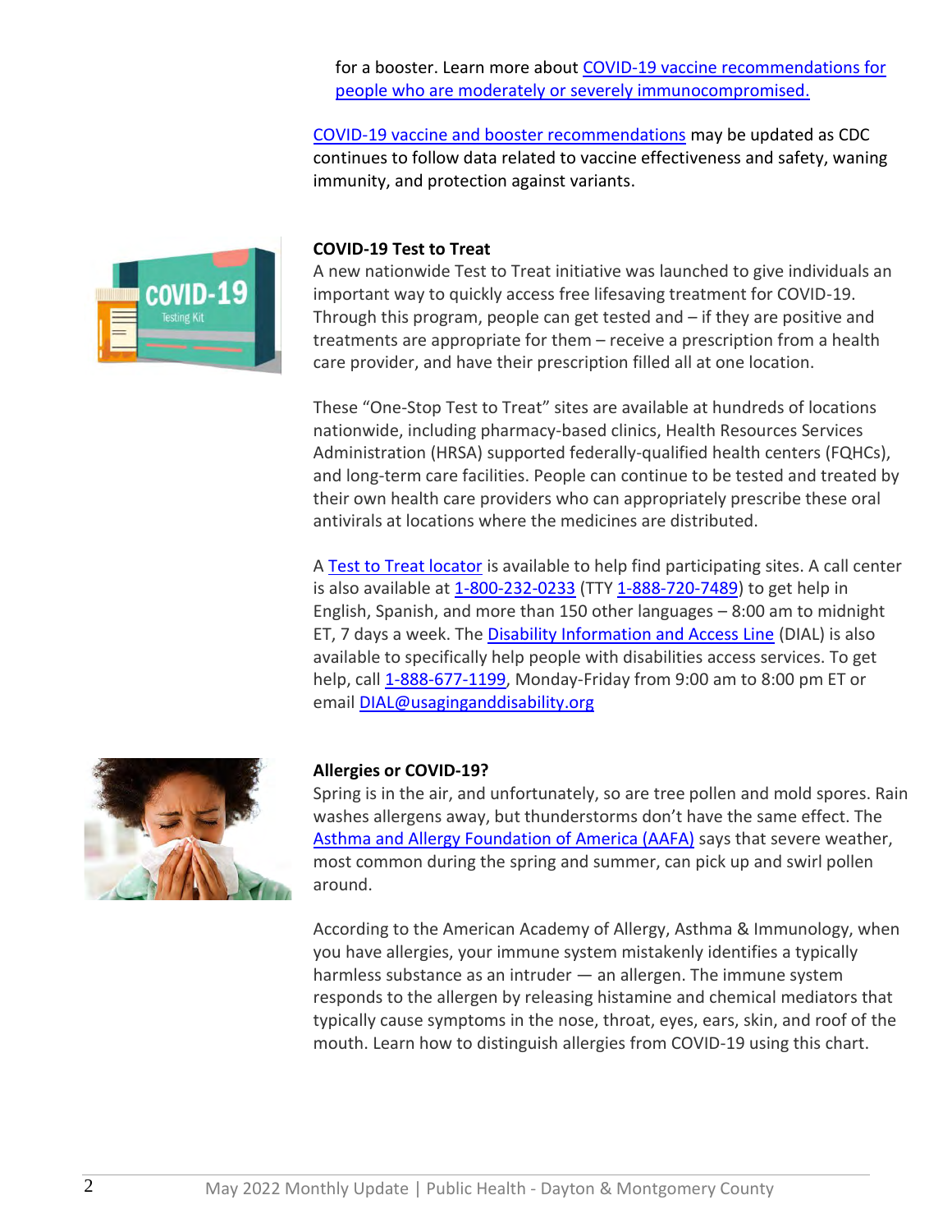for a booster. Learn more about COVID-19 vaccine recommendations for people who are moderately or severely immunocompromised.

COVID-19 vaccine and booster recommendations may be updated as CDC continues to follow data related to vaccine effectiveness and safety, waning immunity, and protection against variants.

**COVID-19 Test to Treat**

A new nationwide Test to Treat initiative was launched to give individuals an important way to quickly access free lifesaving treatment for COVID-19. Through this program, people can get tested and – if they are positive and treatments are appropriate for them – receive a prescription from a health care provider, and have their prescription filled all at one location.

These "One-Stop Test to Treat" sites are available at hundreds of locations nationwide, including pharmacy-based clinics, Health Resources Services Administration (HRSA) supported federally-qualified health centers (FQHCs), and long-term care facilities. People can continue to be tested and treated by their own health care providers who can appropriately prescribe these oral antivirals at locations where the medicines are distributed.

A Test to Treat locator is available to help find participating sites. A call center is also available at 1-800-232-0233 (TTY 1-888-720-7489) to get help in English, Spanish, and more than 150 other languages – 8:00 am to midnight ET, 7 days a week. The Disability Information and Access Line (DIAL) is also available to specifically help people with disabilities access services. To get help, call 1-888-677-1199, Monday-Friday from 9:00 am to 8:00 pm ET or email DIAL@usaginganddisability.org

**Allergies or COVID-19?**

Spring is in the air, and unfortunately, so are tree pollen and mold spores. Rain washes allergens away, but thunderstorms don't have the same effect. The Asthma and Allergy Foundation of America (AAFA) says that severe weather, most common during the spring and summer, can pick up and swirl pollen around.

According to the American Academy of Allergy, Asthma & Immunology, when you have allergies, your immune system mistakenly identifies a typically harmless substance as an intruder — an allergen. The immune system responds to the allergen by releasing histamine and chemical mediators that typically cause symptoms in the nose, throat, eyes, ears, skin, and roof of the mouth. Learn how to distinguish allergies from COVID-19 using this chart.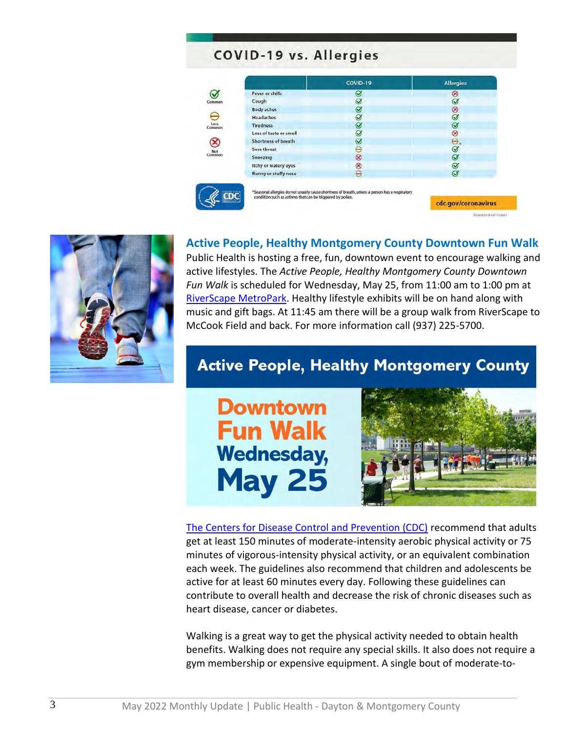## COVID-19 vs. Allergies

| | COVID-19 | Allergies |
|---|---|---|
| Fever or chills | Common | Not Common |
| Cough | Common | Common |
| Body aches | Common | Not Common |
| Headaches | Common | Common |
| Tiredness | Common | Common |
| Loss of taste or smell | Common | Not Common |
| Shortness of breath | Common | Less Common* |
| Sore throat | Less Common | Common |
| Sneezing | Not Common | Common |
| Itchy or watery eyes | Not Common | Common |
| Runny or stuffy nose | Less Common | Common |

*Seasonal allergies do not usually cause shortness of breath, unless a person has a respiratory condition such as asthma that can be triggered by pollen.

cdc.gov/coronavirus

## Active People, Healthy Montgomery County Downtown Fun Walk

Public Health is hosting a free, fun, downtown event to encourage walking and active lifestyles. The *Active People, Healthy Montgomery County Downtown Fun Walk* is scheduled for Wednesday, May 25, from 11:00 am to 1:00 pm at RiverScape MetroPark. Healthy lifestyle exhibits will be on hand along with music and gift bags. At 11:45 am there will be a group walk from RiverScape to McCook Field and back. For more information call (937) 225-5700.

**Active People, Healthy Montgomery County**

**Downtown Fun Walk Wednesday, May 25**

The Centers for Disease Control and Prevention (CDC) recommend that adults get at least 150 minutes of moderate-intensity aerobic physical activity or 75 minutes of vigorous-intensity physical activity, or an equivalent combination each week. The guidelines also recommend that children and adolescents be active for at least 60 minutes every day. Following these guidelines can contribute to overall health and decrease the risk of chronic diseases such as heart disease, cancer or diabetes.

Walking is a great way to get the physical activity needed to obtain health benefits. Walking does not require any special skills. It also does not require a gym membership or expensive equipment. A single bout of moderate-to-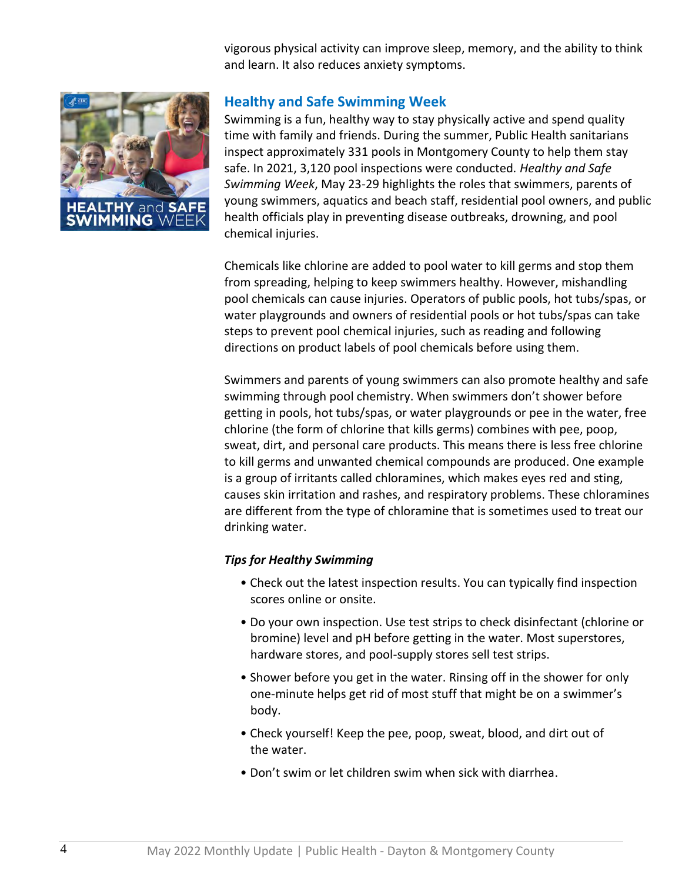vigorous physical activity can improve sleep, memory, and the ability to think and learn. It also reduces anxiety symptoms.

## Healthy and Safe Swimming Week

Swimming is a fun, healthy way to stay physically active and spend quality time with family and friends. During the summer, Public Health sanitarians inspect approximately 331 pools in Montgomery County to help them stay safe. In 2021, 3,120 pool inspections were conducted. *Healthy and Safe Swimming Week*, May 23-29 highlights the roles that swimmers, parents of young swimmers, aquatics and beach staff, residential pool owners, and public health officials play in preventing disease outbreaks, drowning, and pool chemical injuries.

Chemicals like chlorine are added to pool water to kill germs and stop them from spreading, helping to keep swimmers healthy. However, mishandling pool chemicals can cause injuries. Operators of public pools, hot tubs/spas, or water playgrounds and owners of residential pools or hot tubs/spas can take steps to prevent pool chemical injuries, such as reading and following directions on product labels of pool chemicals before using them.

Swimmers and parents of young swimmers can also promote healthy and safe swimming through pool chemistry. When swimmers don't shower before getting in pools, hot tubs/spas, or water playgrounds or pee in the water, free chlorine (the form of chlorine that kills germs) combines with pee, poop, sweat, dirt, and personal care products. This means there is less free chlorine to kill germs and unwanted chemical compounds are produced. One example is a group of irritants called chloramines, which makes eyes red and sting, causes skin irritation and rashes, and respiratory problems. These chloramines are different from the type of chloramine that is sometimes used to treat our drinking water.

***Tips for Healthy Swimming***

- Check out the latest inspection results. You can typically find inspection scores online or onsite.
- Do your own inspection. Use test strips to check disinfectant (chlorine or bromine) level and pH before getting in the water. Most superstores, hardware stores, and pool-supply stores sell test strips.
- Shower before you get in the water. Rinsing off in the shower for only one-minute helps get rid of most stuff that might be on a swimmer's body.
- Check yourself! Keep the pee, poop, sweat, blood, and dirt out of the water.
- Don't swim or let children swim when sick with diarrhea.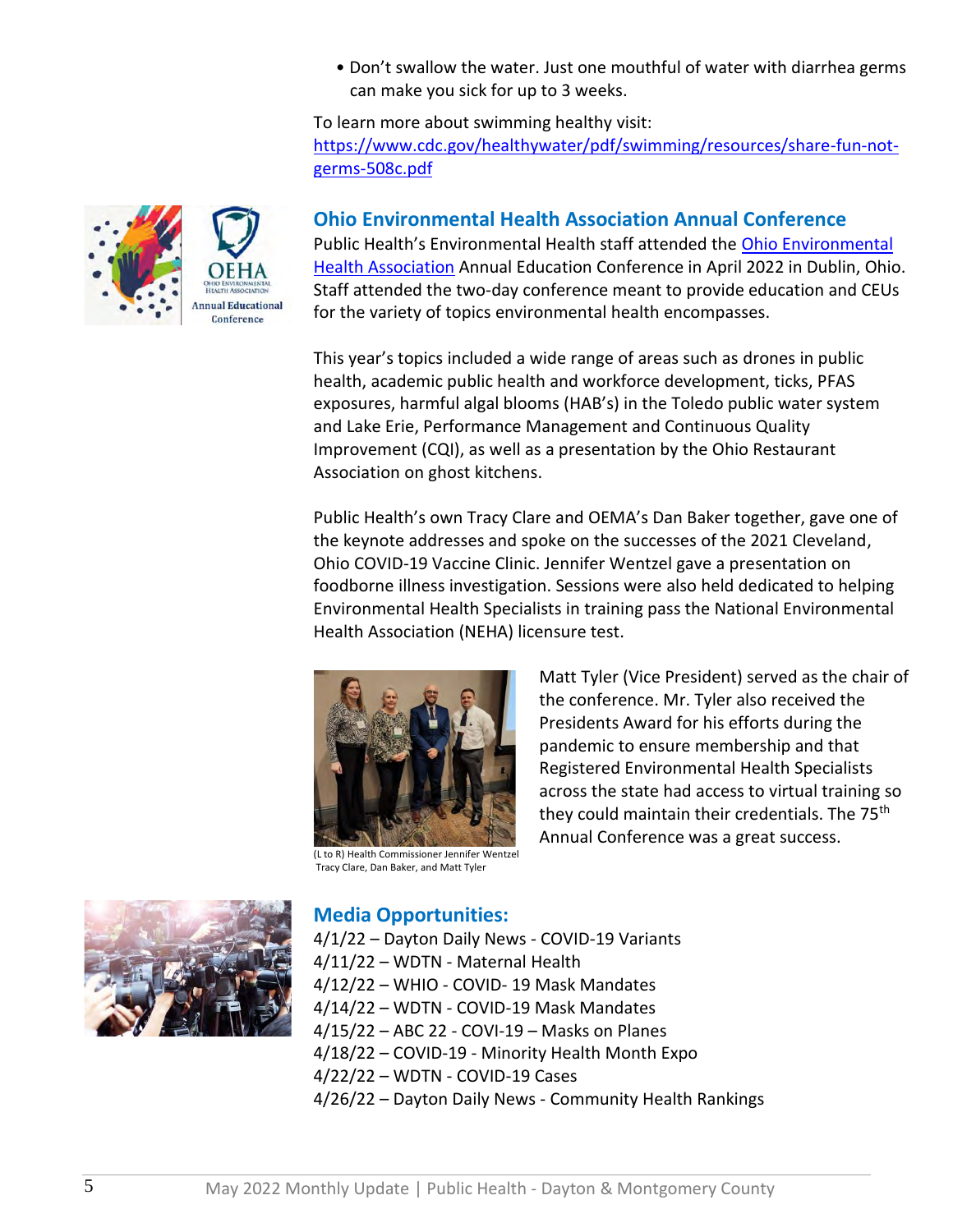- Don't swallow the water. Just one mouthful of water with diarrhea germs can make you sick for up to 3 weeks.

To learn more about swimming healthy visit:
https://www.cdc.gov/healthywater/pdf/swimming/resources/share-fun-not-germs-508c.pdf

## Ohio Environmental Health Association Annual Conference

Public Health's Environmental Health staff attended the Ohio Environmental Health Association Annual Education Conference in April 2022 in Dublin, Ohio. Staff attended the two-day conference meant to provide education and CEUs for the variety of topics environmental health encompasses.

This year's topics included a wide range of areas such as drones in public health, academic public health and workforce development, ticks, PFAS exposures, harmful algal blooms (HAB's) in the Toledo public water system and Lake Erie, Performance Management and Continuous Quality Improvement (CQI), as well as a presentation by the Ohio Restaurant Association on ghost kitchens.

Public Health's own Tracy Clare and OEMA's Dan Baker together, gave one of the keynote addresses and spoke on the successes of the 2021 Cleveland, Ohio COVID-19 Vaccine Clinic. Jennifer Wentzel gave a presentation on foodborne illness investigation. Sessions were also held dedicated to helping Environmental Health Specialists in training pass the National Environmental Health Association (NEHA) licensure test.

(L to R) Health Commissioner Jennifer Wentzel Tracy Clare, Dan Baker, and Matt Tyler

Matt Tyler (Vice President) served as the chair of the conference. Mr. Tyler also received the Presidents Award for his efforts during the pandemic to ensure membership and that Registered Environmental Health Specialists across the state had access to virtual training so they could maintain their credentials. The 75th Annual Conference was a great success.

## Media Opportunities:

4/1/22 – Dayton Daily News - COVID-19 Variants
4/11/22 – WDTN - Maternal Health
4/12/22 – WHIO - COVID- 19 Mask Mandates
4/14/22 – WDTN - COVID-19 Mask Mandates
4/15/22 – ABC 22 - COVI-19 – Masks on Planes
4/18/22 – COVID-19 - Minority Health Month Expo
4/22/22 – WDTN - COVID-19 Cases
4/26/22 – Dayton Daily News - Community Health Rankings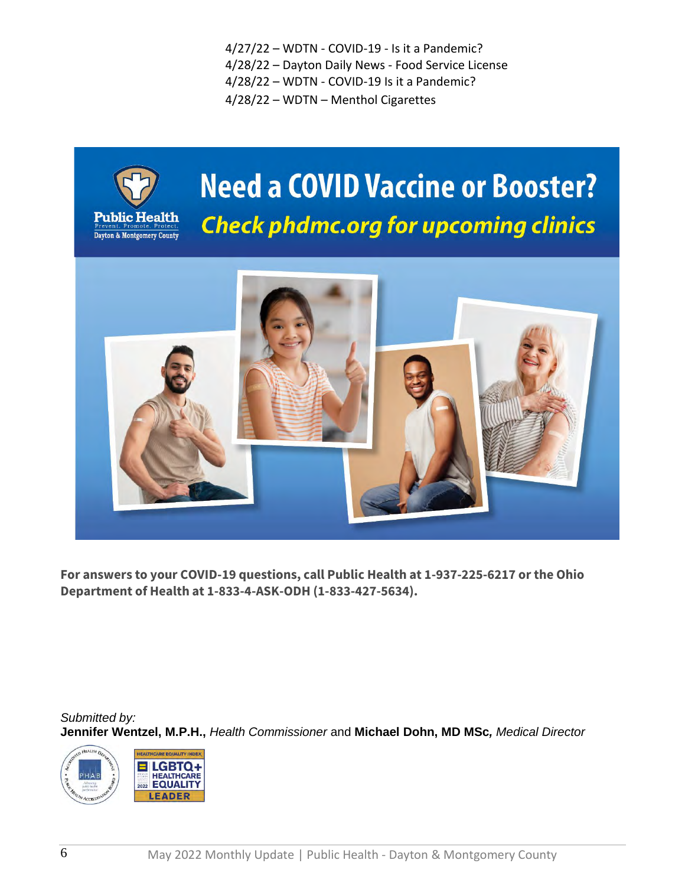4/27/22 – WDTN - COVID-19 - Is it a Pandemic?
4/28/22 – Dayton Daily News - Food Service License
4/28/22 – WDTN - COVID-19 Is it a Pandemic?
4/28/22 – WDTN – Menthol Cigarettes

Public Health
Prevent. Promote. Protect.
Dayton & Montgomery County

**Need a COVID Vaccine or Booster?**

***Check phdmc.org for upcoming clinics***

**For answers to your COVID-19 questions, call Public Health at 1-937-225-6217 or the Ohio Department of Health at 1-833-4-ASK-ODH (1-833-427-5634).**

*Submitted by:*
**Jennifer Wentzel, M.P.H.,** *Health Commissioner* and **Michael Dohn, MD MSc,** *Medical Director*